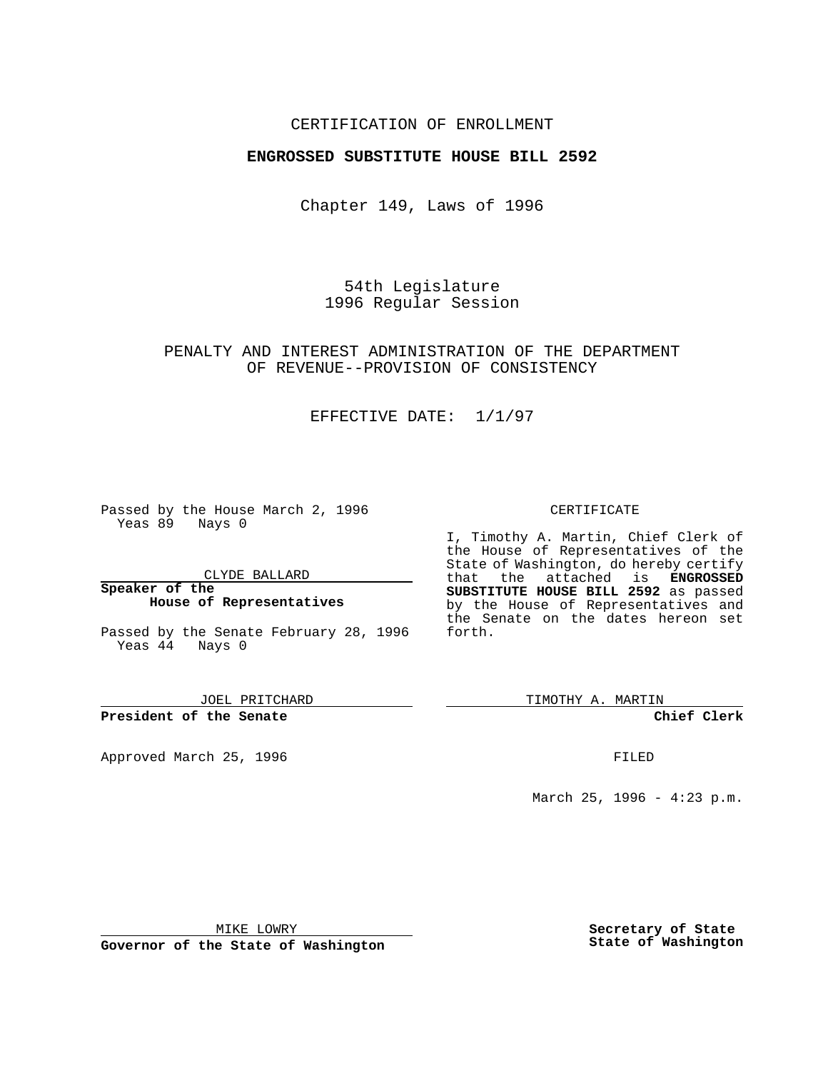CERTIFICATION OF ENROLLMENT

**ENGROSSED SUBSTITUTE HOUSE BILL 2592**

Chapter 149, Laws of 1996

54th Legislature
1996 Regular Session

PENALTY AND INTEREST ADMINISTRATION OF THE DEPARTMENT OF REVENUE--PROVISION OF CONSISTENCY

EFFECTIVE DATE: 1/1/97

Passed by the House March 2, 1996
Yeas 89 Nays 0

CLYDE BALLARD

**Speaker of the House of Representatives**

Passed by the Senate February 28, 1996
Yeas 44 Nays 0

JOEL PRITCHARD

**President of the Senate**

Approved March 25, 1996

MIKE LOWRY

**Governor of the State of Washington**

CERTIFICATE

I, Timothy A. Martin, Chief Clerk of the House of Representatives of the State of Washington, do hereby certify that the attached is **ENGROSSED SUBSTITUTE HOUSE BILL 2592** as passed by the House of Representatives and the Senate on the dates hereon set forth.

TIMOTHY A. MARTIN

**Chief Clerk**

FILED

March 25, 1996 - 4:23 p.m.

**Secretary of State**
**State of Washington**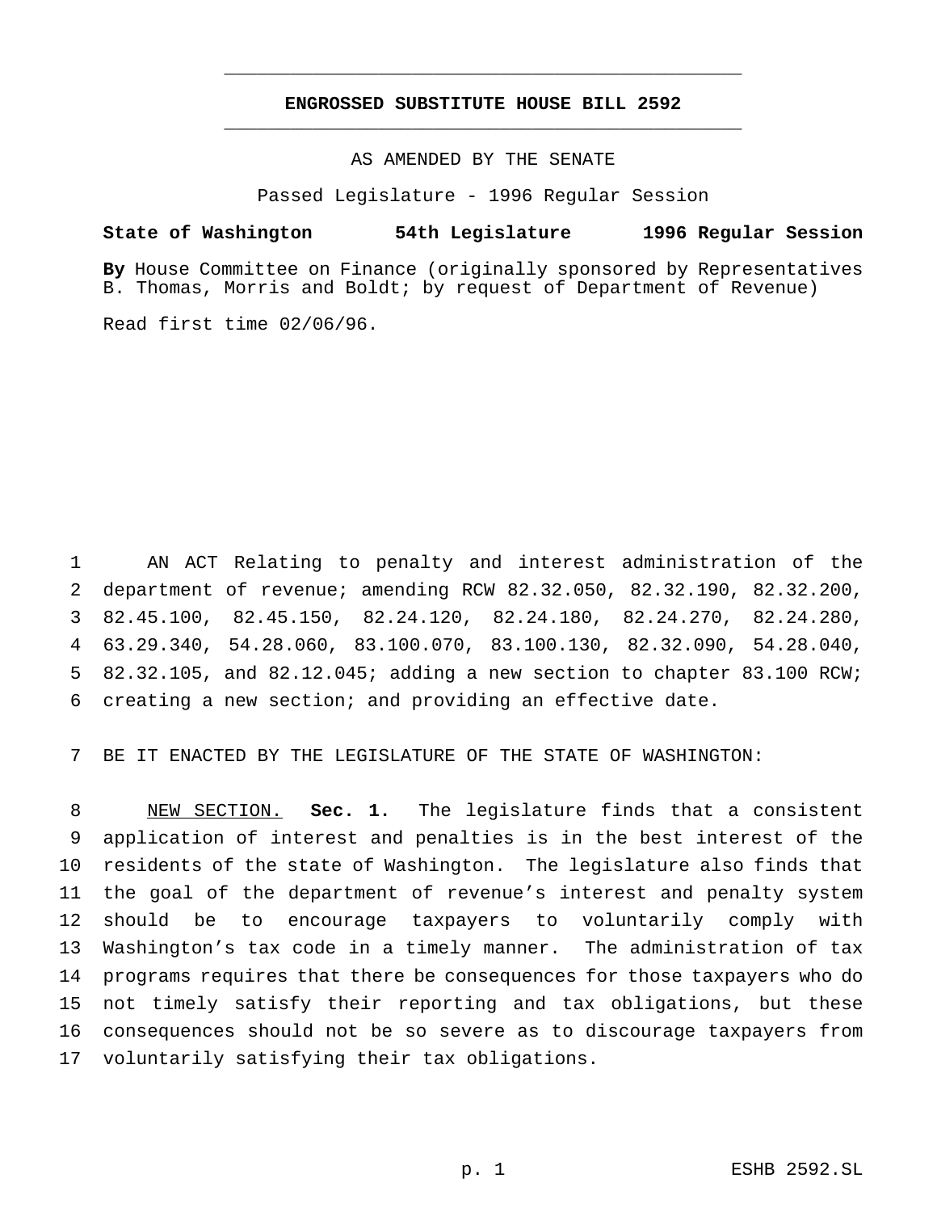# ENGROSSED SUBSTITUTE HOUSE BILL 2592

AS AMENDED BY THE SENATE

Passed Legislature - 1996 Regular Session

**State of Washington 54th Legislature 1996 Regular Session**

**By** House Committee on Finance (originally sponsored by Representatives B. Thomas, Morris and Boldt; by request of Department of Revenue)

Read first time 02/06/96.

AN ACT Relating to penalty and interest administration of the department of revenue; amending RCW 82.32.050, 82.32.190, 82.32.200, 82.45.100, 82.45.150, 82.24.120, 82.24.180, 82.24.270, 82.24.280, 63.29.340, 54.28.060, 83.100.070, 83.100.130, 82.32.090, 54.28.040, 82.32.105, and 82.12.045; adding a new section to chapter 83.100 RCW; creating a new section; and providing an effective date.

BE IT ENACTED BY THE LEGISLATURE OF THE STATE OF WASHINGTON:

NEW SECTION. **Sec. 1.** The legislature finds that a consistent application of interest and penalties is in the best interest of the residents of the state of Washington. The legislature also finds that the goal of the department of revenue's interest and penalty system should be to encourage taxpayers to voluntarily comply with Washington's tax code in a timely manner. The administration of tax programs requires that there be consequences for those taxpayers who do not timely satisfy their reporting and tax obligations, but these consequences should not be so severe as to discourage taxpayers from voluntarily satisfying their tax obligations.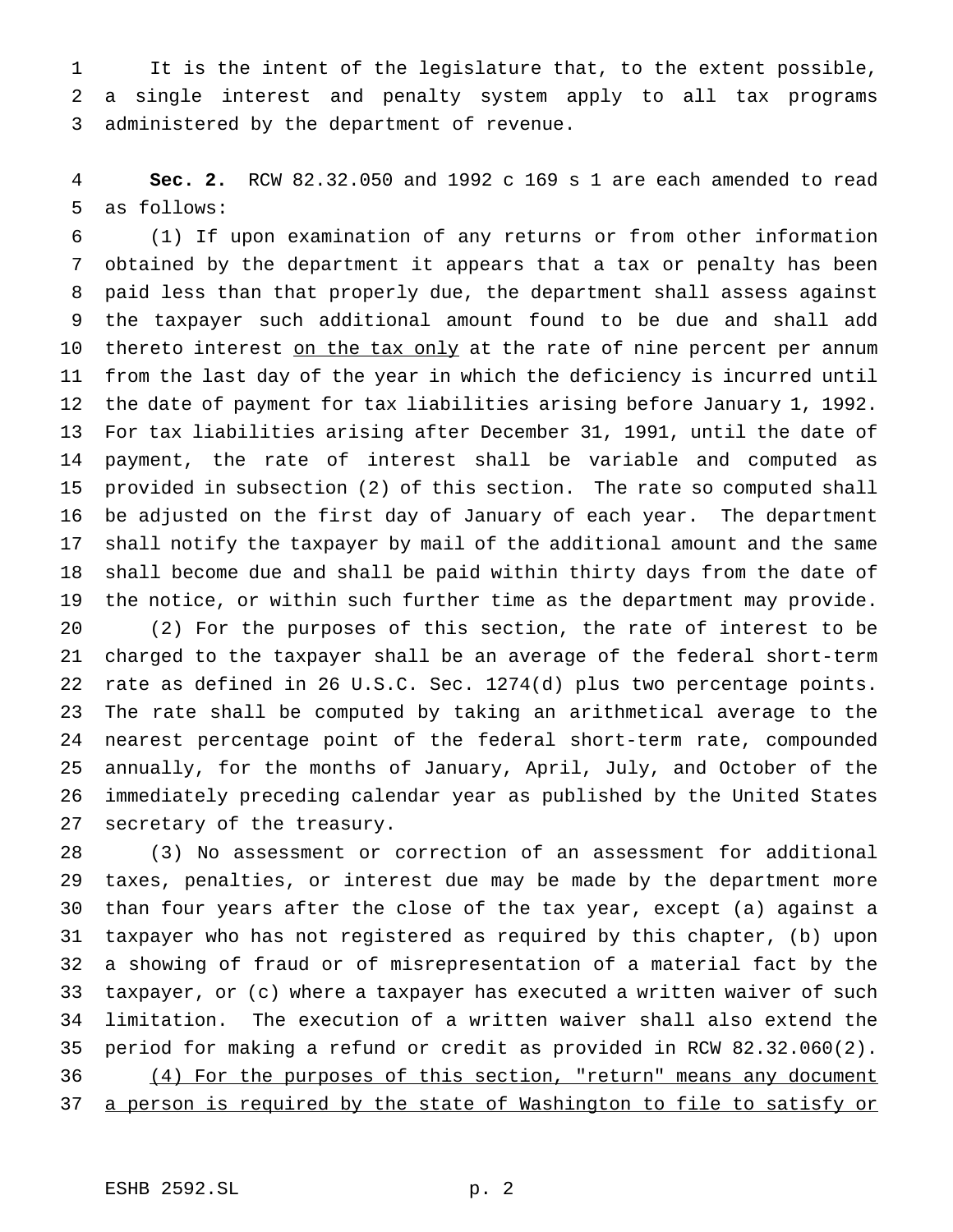It is the intent of the legislature that, to the extent possible, a single interest and penalty system apply to all tax programs administered by the department of revenue.

**Sec. 2.** RCW 82.32.050 and 1992 c 169 s 1 are each amended to read as follows:

(1) If upon examination of any returns or from other information obtained by the department it appears that a tax or penalty has been paid less than that properly due, the department shall assess against the taxpayer such additional amount found to be due and shall add thereto interest <u>on the tax only</u> at the rate of nine percent per annum from the last day of the year in which the deficiency is incurred until the date of payment for tax liabilities arising before January 1, 1992. For tax liabilities arising after December 31, 1991, until the date of payment, the rate of interest shall be variable and computed as provided in subsection (2) of this section. The rate so computed shall be adjusted on the first day of January of each year. The department shall notify the taxpayer by mail of the additional amount and the same shall become due and shall be paid within thirty days from the date of the notice, or within such further time as the department may provide.

(2) For the purposes of this section, the rate of interest to be charged to the taxpayer shall be an average of the federal short-term rate as defined in 26 U.S.C. Sec. 1274(d) plus two percentage points. The rate shall be computed by taking an arithmetical average to the nearest percentage point of the federal short-term rate, compounded annually, for the months of January, April, July, and October of the immediately preceding calendar year as published by the United States secretary of the treasury.

(3) No assessment or correction of an assessment for additional taxes, penalties, or interest due may be made by the department more than four years after the close of the tax year, except (a) against a taxpayer who has not registered as required by this chapter, (b) upon a showing of fraud or of misrepresentation of a material fact by the taxpayer, or (c) where a taxpayer has executed a written waiver of such limitation. The execution of a written waiver shall also extend the period for making a refund or credit as provided in RCW 82.32.060(2).

<u>(4) For the purposes of this section, "return" means any document a person is required by the state of Washington to file to satisfy or</u>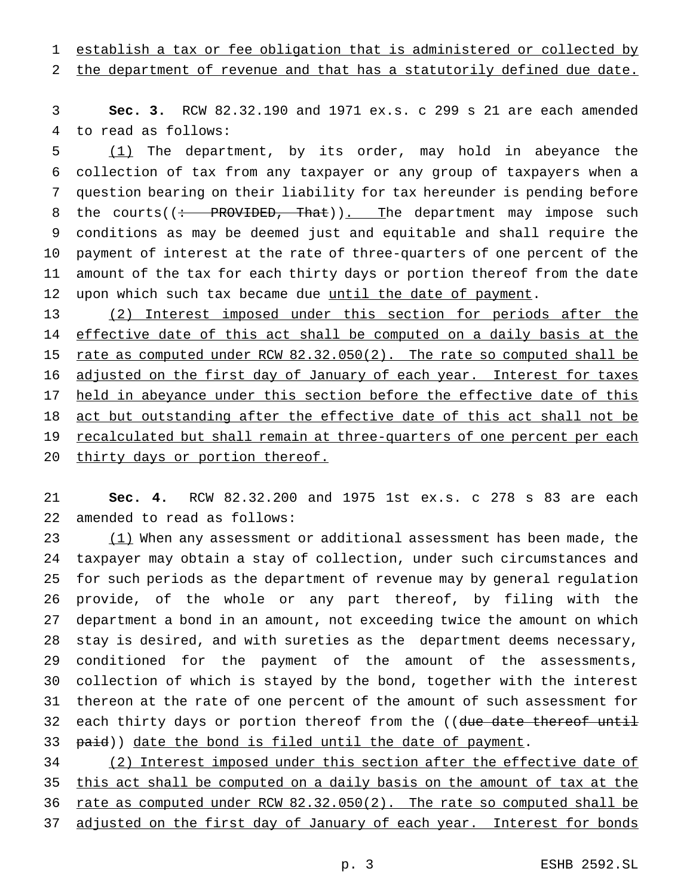establish a tax or fee obligation that is administered or collected by the department of revenue and that has a statutorily defined due date.

**Sec. 3.** RCW 82.32.190 and 1971 ex.s. c 299 s 21 are each amended to read as follows:

(1) The department, by its order, may hold in abeyance the collection of tax from any taxpayer or any group of taxpayers when a question bearing on their liability for tax hereunder is pending before the courts((: PROVIDED, That)). The department may impose such conditions as may be deemed just and equitable and shall require the payment of interest at the rate of three-quarters of one percent of the amount of the tax for each thirty days or portion thereof from the date upon which such tax became due until the date of payment.

(2) Interest imposed under this section for periods after the effective date of this act shall be computed on a daily basis at the rate as computed under RCW 82.32.050(2). The rate so computed shall be adjusted on the first day of January of each year. Interest for taxes held in abeyance under this section before the effective date of this act but outstanding after the effective date of this act shall not be recalculated but shall remain at three-quarters of one percent per each thirty days or portion thereof.

**Sec. 4.** RCW 82.32.200 and 1975 1st ex.s. c 278 s 83 are each amended to read as follows:

(1) When any assessment or additional assessment has been made, the taxpayer may obtain a stay of collection, under such circumstances and for such periods as the department of revenue may by general regulation provide, of the whole or any part thereof, by filing with the department a bond in an amount, not exceeding twice the amount on which stay is desired, and with sureties as the department deems necessary, conditioned for the payment of the amount of the assessments, collection of which is stayed by the bond, together with the interest thereon at the rate of one percent of the amount of such assessment for each thirty days or portion thereof from the ((due date thereof until paid)) date the bond is filed until the date of payment.

(2) Interest imposed under this section after the effective date of this act shall be computed on a daily basis on the amount of tax at the rate as computed under RCW 82.32.050(2). The rate so computed shall be adjusted on the first day of January of each year. Interest for bonds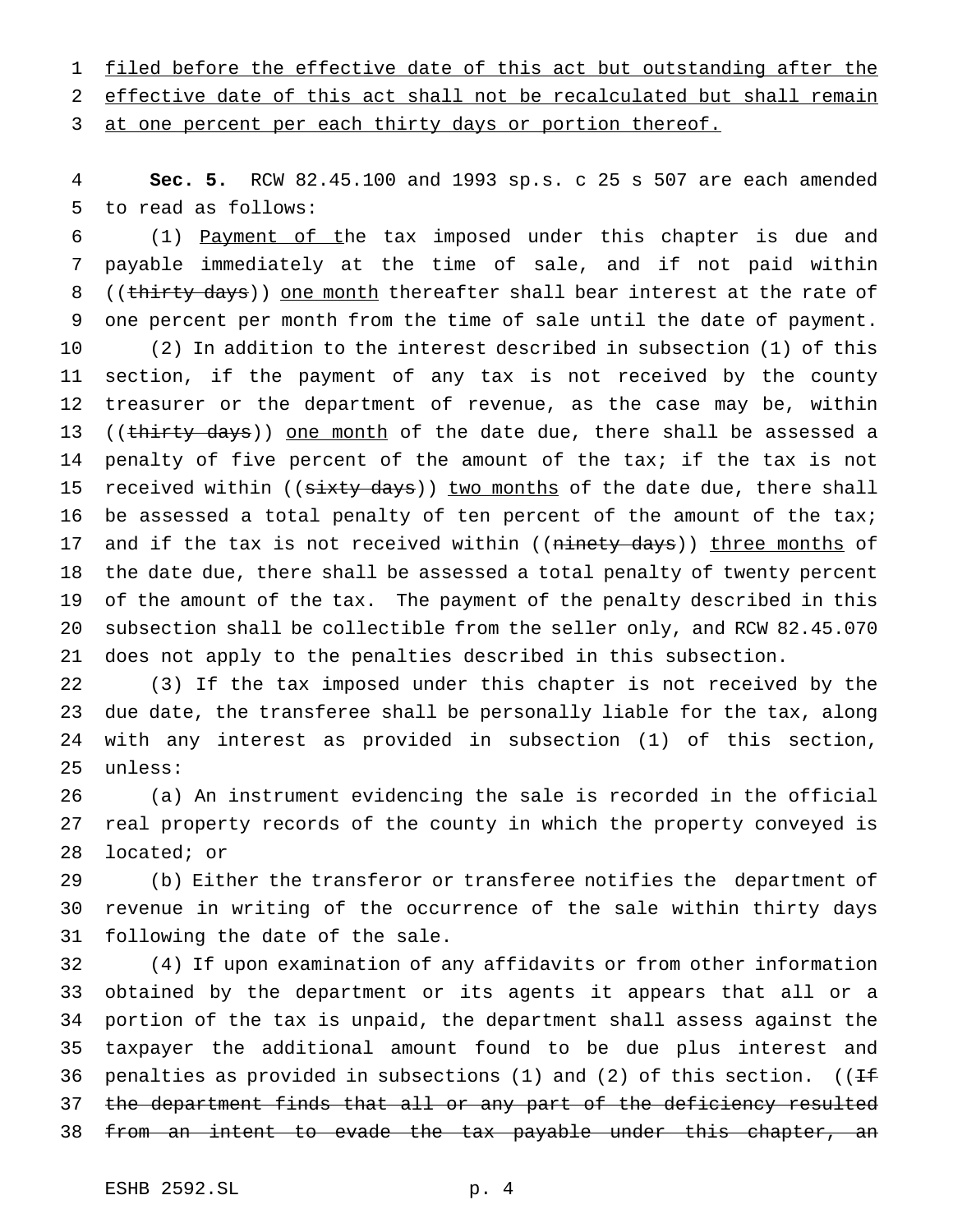filed before the effective date of this act but outstanding after the effective date of this act shall not be recalculated but shall remain at one percent per each thirty days or portion thereof.

**Sec. 5.** RCW 82.45.100 and 1993 sp.s. c 25 s 507 are each amended to read as follows:

(1) Payment of the tax imposed under this chapter is due and payable immediately at the time of sale, and if not paid within ((~~thirty days~~)) one month thereafter shall bear interest at the rate of one percent per month from the time of sale until the date of payment.

(2) In addition to the interest described in subsection (1) of this section, if the payment of any tax is not received by the county treasurer or the department of revenue, as the case may be, within ((~~thirty days~~)) one month of the date due, there shall be assessed a penalty of five percent of the amount of the tax; if the tax is not received within ((~~sixty days~~)) two months of the date due, there shall be assessed a total penalty of ten percent of the amount of the tax; and if the tax is not received within ((~~ninety days~~)) three months of the date due, there shall be assessed a total penalty of twenty percent of the amount of the tax. The payment of the penalty described in this subsection shall be collectible from the seller only, and RCW 82.45.070 does not apply to the penalties described in this subsection.

(3) If the tax imposed under this chapter is not received by the due date, the transferee shall be personally liable for the tax, along with any interest as provided in subsection (1) of this section, unless:

(a) An instrument evidencing the sale is recorded in the official real property records of the county in which the property conveyed is located; or

(b) Either the transferor or transferee notifies the department of revenue in writing of the occurrence of the sale within thirty days following the date of the sale.

(4) If upon examination of any affidavits or from other information obtained by the department or its agents it appears that all or a portion of the tax is unpaid, the department shall assess against the taxpayer the additional amount found to be due plus interest and penalties as provided in subsections (1) and (2) of this section. ((~~If the department finds that all or any part of the deficiency resulted from an intent to evade the tax payable under this chapter, an~~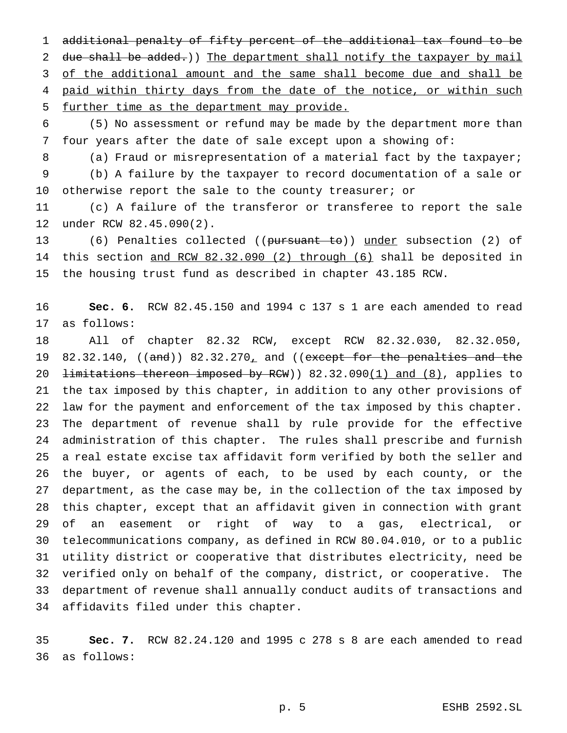additional penalty of fifty percent of the additional tax found to be due shall be added.)) The department shall notify the taxpayer by mail of the additional amount and the same shall become due and shall be paid within thirty days from the date of the notice, or within such further time as the department may provide.

(5) No assessment or refund may be made by the department more than four years after the date of sale except upon a showing of:

(a) Fraud or misrepresentation of a material fact by the taxpayer;

(b) A failure by the taxpayer to record documentation of a sale or otherwise report the sale to the county treasurer; or

(c) A failure of the transferor or transferee to report the sale under RCW 82.45.090(2).

(6) Penalties collected ((pursuant to)) under subsection (2) of this section and RCW 82.32.090 (2) through (6) shall be deposited in the housing trust fund as described in chapter 43.185 RCW.

**Sec. 6.** RCW 82.45.150 and 1994 c 137 s 1 are each amended to read as follows:

All of chapter 82.32 RCW, except RCW 82.32.030, 82.32.050, 82.32.140, ((and)) 82.32.270, and ((except for the penalties and the limitations thereon imposed by RCW)) 82.32.090(1) and (8), applies to the tax imposed by this chapter, in addition to any other provisions of law for the payment and enforcement of the tax imposed by this chapter. The department of revenue shall by rule provide for the effective administration of this chapter. The rules shall prescribe and furnish a real estate excise tax affidavit form verified by both the seller and the buyer, or agents of each, to be used by each county, or the department, as the case may be, in the collection of the tax imposed by this chapter, except that an affidavit given in connection with grant of an easement or right of way to a gas, electrical, or telecommunications company, as defined in RCW 80.04.010, or to a public utility district or cooperative that distributes electricity, need be verified only on behalf of the company, district, or cooperative. The department of revenue shall annually conduct audits of transactions and affidavits filed under this chapter.

**Sec. 7.** RCW 82.24.120 and 1995 c 278 s 8 are each amended to read as follows: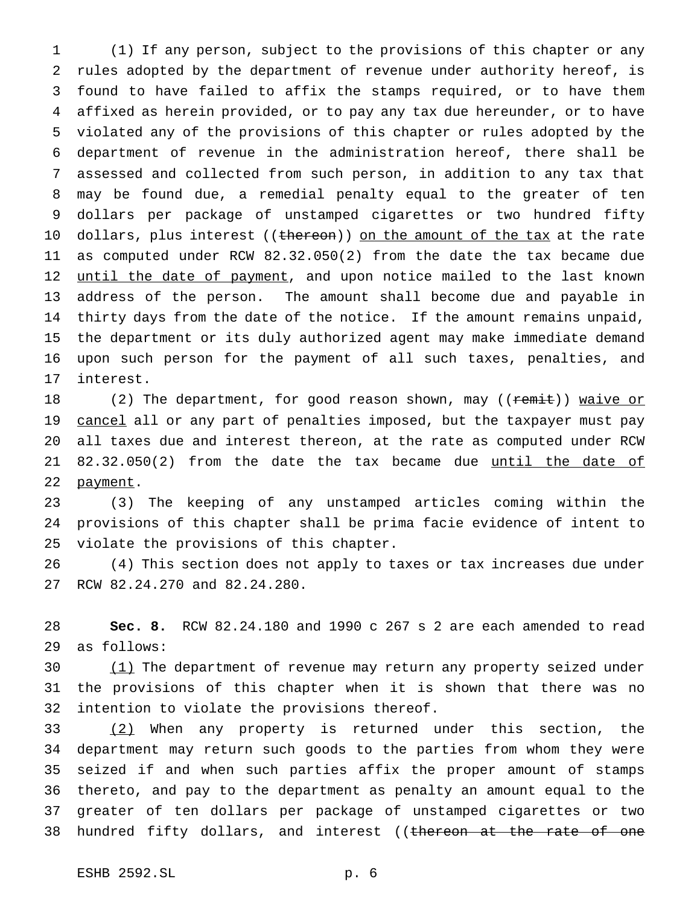(1) If any person, subject to the provisions of this chapter or any rules adopted by the department of revenue under authority hereof, is found to have failed to affix the stamps required, or to have them affixed as herein provided, or to pay any tax due hereunder, or to have violated any of the provisions of this chapter or rules adopted by the department of revenue in the administration hereof, there shall be assessed and collected from such person, in addition to any tax that may be found due, a remedial penalty equal to the greater of ten dollars per package of unstamped cigarettes or two hundred fifty dollars, plus interest ((~~thereon~~)) on the amount of the tax at the rate as computed under RCW 82.32.050(2) from the date the tax became due until the date of payment, and upon notice mailed to the last known address of the person. The amount shall become due and payable in thirty days from the date of the notice. If the amount remains unpaid, the department or its duly authorized agent may make immediate demand upon such person for the payment of all such taxes, penalties, and interest.

(2) The department, for good reason shown, may ((~~remit~~)) waive or cancel all or any part of penalties imposed, but the taxpayer must pay all taxes due and interest thereon, at the rate as computed under RCW 82.32.050(2) from the date the tax became due until the date of payment.

(3) The keeping of any unstamped articles coming within the provisions of this chapter shall be prima facie evidence of intent to violate the provisions of this chapter.

(4) This section does not apply to taxes or tax increases due under RCW 82.24.270 and 82.24.280.

**Sec. 8.** RCW 82.24.180 and 1990 c 267 s 2 are each amended to read as follows:

(1) The department of revenue may return any property seized under the provisions of this chapter when it is shown that there was no intention to violate the provisions thereof.

(2) When any property is returned under this section, the department may return such goods to the parties from whom they were seized if and when such parties affix the proper amount of stamps thereto, and pay to the department as penalty an amount equal to the greater of ten dollars per package of unstamped cigarettes or two hundred fifty dollars, and interest ((~~thereon at the rate of one~~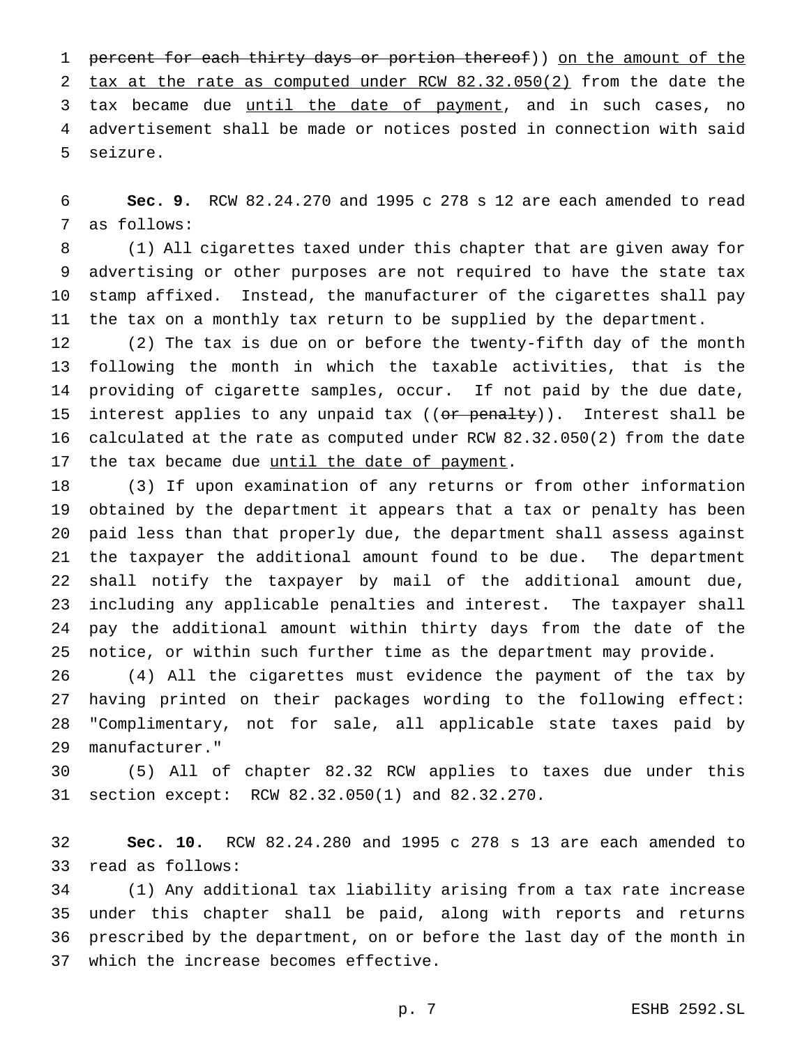~~percent for each thirty days or portion thereof~~)) <u>on the amount of the tax at the rate as computed under RCW 82.32.050(2)</u> from the date the tax became due <u>until the date of payment</u>, and in such cases, no advertisement shall be made or notices posted in connection with said seizure.

**Sec. 9.** RCW 82.24.270 and 1995 c 278 s 12 are each amended to read as follows:

(1) All cigarettes taxed under this chapter that are given away for advertising or other purposes are not required to have the state tax stamp affixed. Instead, the manufacturer of the cigarettes shall pay the tax on a monthly tax return to be supplied by the department.

(2) The tax is due on or before the twenty-fifth day of the month following the month in which the taxable activities, that is the providing of cigarette samples, occur. If not paid by the due date, interest applies to any unpaid tax ((~~or penalty~~)). Interest shall be calculated at the rate as computed under RCW 82.32.050(2) from the date the tax became due <u>until the date of payment</u>.

(3) If upon examination of any returns or from other information obtained by the department it appears that a tax or penalty has been paid less than that properly due, the department shall assess against the taxpayer the additional amount found to be due. The department shall notify the taxpayer by mail of the additional amount due, including any applicable penalties and interest. The taxpayer shall pay the additional amount within thirty days from the date of the notice, or within such further time as the department may provide.

(4) All the cigarettes must evidence the payment of the tax by having printed on their packages wording to the following effect: "Complimentary, not for sale, all applicable state taxes paid by manufacturer."

(5) All of chapter 82.32 RCW applies to taxes due under this section except: RCW 82.32.050(1) and 82.32.270.

**Sec. 10.** RCW 82.24.280 and 1995 c 278 s 13 are each amended to read as follows:

(1) Any additional tax liability arising from a tax rate increase under this chapter shall be paid, along with reports and returns prescribed by the department, on or before the last day of the month in which the increase becomes effective.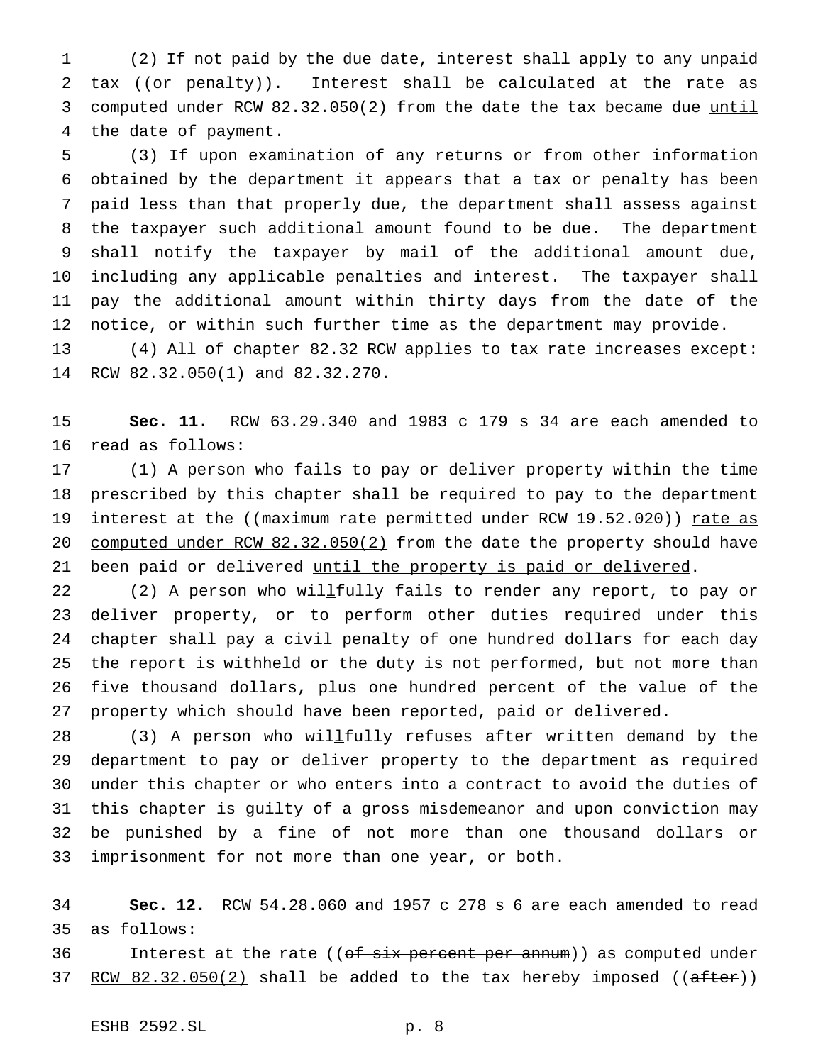(2) If not paid by the due date, interest shall apply to any unpaid tax ((~~or penalty~~)). Interest shall be calculated at the rate as computed under RCW 82.32.050(2) from the date the tax became due <u>until the date of payment</u>.

(3) If upon examination of any returns or from other information obtained by the department it appears that a tax or penalty has been paid less than that properly due, the department shall assess against the taxpayer such additional amount found to be due. The department shall notify the taxpayer by mail of the additional amount due, including any applicable penalties and interest. The taxpayer shall pay the additional amount within thirty days from the date of the notice, or within such further time as the department may provide.

(4) All of chapter 82.32 RCW applies to tax rate increases except: RCW 82.32.050(1) and 82.32.270.

**Sec. 11.** RCW 63.29.340 and 1983 c 179 s 34 are each amended to read as follows:

(1) A person who fails to pay or deliver property within the time prescribed by this chapter shall be required to pay to the department interest at the ((~~maximum rate permitted under RCW 19.52.020~~)) <u>rate as computed under RCW 82.32.050(2)</u> from the date the property should have been paid or delivered <u>until the property is paid or delivered</u>.

(2) A person who wil<u>l</u>fully fails to render any report, to pay or deliver property, or to perform other duties required under this chapter shall pay a civil penalty of one hundred dollars for each day the report is withheld or the duty is not performed, but not more than five thousand dollars, plus one hundred percent of the value of the property which should have been reported, paid or delivered.

(3) A person who wil<u>l</u>fully refuses after written demand by the department to pay or deliver property to the department as required under this chapter or who enters into a contract to avoid the duties of this chapter is guilty of a gross misdemeanor and upon conviction may be punished by a fine of not more than one thousand dollars or imprisonment for not more than one year, or both.

**Sec. 12.** RCW 54.28.060 and 1957 c 278 s 6 are each amended to read as follows:

Interest at the rate ((~~of six percent per annum~~)) <u>as computed under RCW 82.32.050(2)</u> shall be added to the tax hereby imposed ((~~after~~))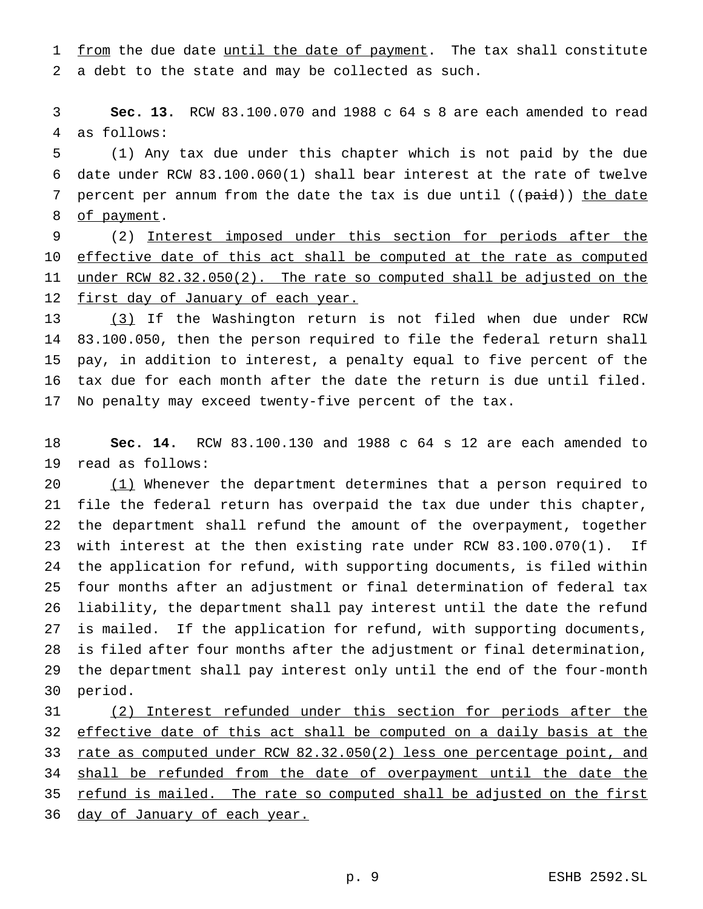from the due date until the date of payment. The tax shall constitute a debt to the state and may be collected as such.

**Sec. 13.** RCW 83.100.070 and 1988 c 64 s 8 are each amended to read as follows:

(1) Any tax due under this chapter which is not paid by the due date under RCW 83.100.060(1) shall bear interest at the rate of twelve percent per annum from the date the tax is due until ((~~paid~~)) the date of payment.

(2) Interest imposed under this section for periods after the effective date of this act shall be computed at the rate as computed under RCW 82.32.050(2). The rate so computed shall be adjusted on the first day of January of each year.

(3) If the Washington return is not filed when due under RCW 83.100.050, then the person required to file the federal return shall pay, in addition to interest, a penalty equal to five percent of the tax due for each month after the date the return is due until filed. No penalty may exceed twenty-five percent of the tax.

**Sec. 14.** RCW 83.100.130 and 1988 c 64 s 12 are each amended to read as follows:

(1) Whenever the department determines that a person required to file the federal return has overpaid the tax due under this chapter, the department shall refund the amount of the overpayment, together with interest at the then existing rate under RCW 83.100.070(1). If the application for refund, with supporting documents, is filed within four months after an adjustment or final determination of federal tax liability, the department shall pay interest until the date the refund is mailed. If the application for refund, with supporting documents, is filed after four months after the adjustment or final determination, the department shall pay interest only until the end of the four-month period.

(2) Interest refunded under this section for periods after the effective date of this act shall be computed on a daily basis at the rate as computed under RCW 82.32.050(2) less one percentage point, and shall be refunded from the date of overpayment until the date the refund is mailed. The rate so computed shall be adjusted on the first day of January of each year.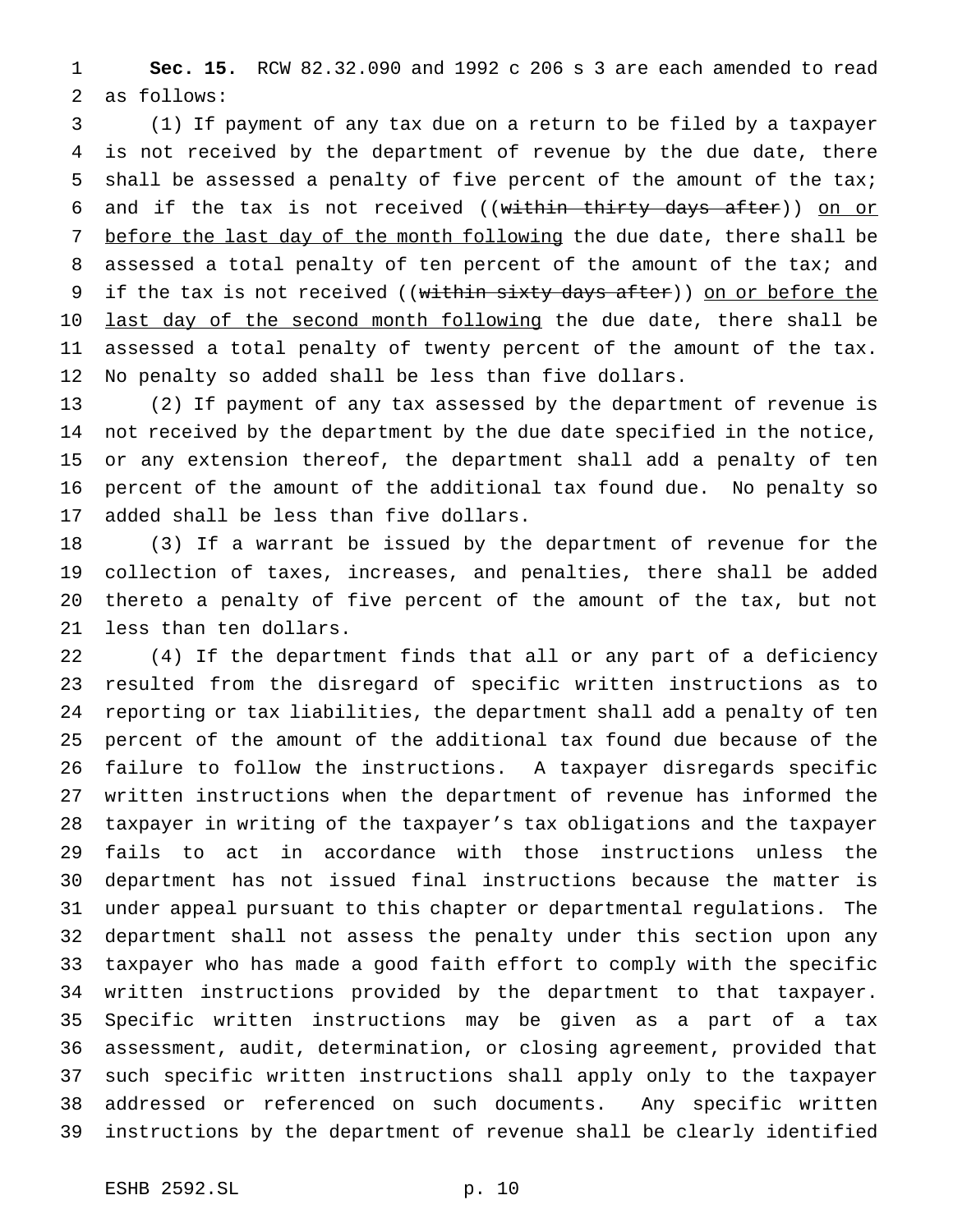**Sec. 15.** RCW 82.32.090 and 1992 c 206 s 3 are each amended to read as follows:

(1) If payment of any tax due on a return to be filed by a taxpayer is not received by the department of revenue by the due date, there shall be assessed a penalty of five percent of the amount of the tax; and if the tax is not received ((~~within thirty days after~~)) <u>on or before the last day of the month following</u> the due date, there shall be assessed a total penalty of ten percent of the amount of the tax; and if the tax is not received ((~~within sixty days after~~)) <u>on or before the last day of the second month following</u> the due date, there shall be assessed a total penalty of twenty percent of the amount of the tax. No penalty so added shall be less than five dollars.

(2) If payment of any tax assessed by the department of revenue is not received by the department by the due date specified in the notice, or any extension thereof, the department shall add a penalty of ten percent of the amount of the additional tax found due. No penalty so added shall be less than five dollars.

(3) If a warrant be issued by the department of revenue for the collection of taxes, increases, and penalties, there shall be added thereto a penalty of five percent of the amount of the tax, but not less than ten dollars.

(4) If the department finds that all or any part of a deficiency resulted from the disregard of specific written instructions as to reporting or tax liabilities, the department shall add a penalty of ten percent of the amount of the additional tax found due because of the failure to follow the instructions. A taxpayer disregards specific written instructions when the department of revenue has informed the taxpayer in writing of the taxpayer's tax obligations and the taxpayer fails to act in accordance with those instructions unless the department has not issued final instructions because the matter is under appeal pursuant to this chapter or departmental regulations. The department shall not assess the penalty under this section upon any taxpayer who has made a good faith effort to comply with the specific written instructions provided by the department to that taxpayer. Specific written instructions may be given as a part of a tax assessment, audit, determination, or closing agreement, provided that such specific written instructions shall apply only to the taxpayer addressed or referenced on such documents. Any specific written instructions by the department of revenue shall be clearly identified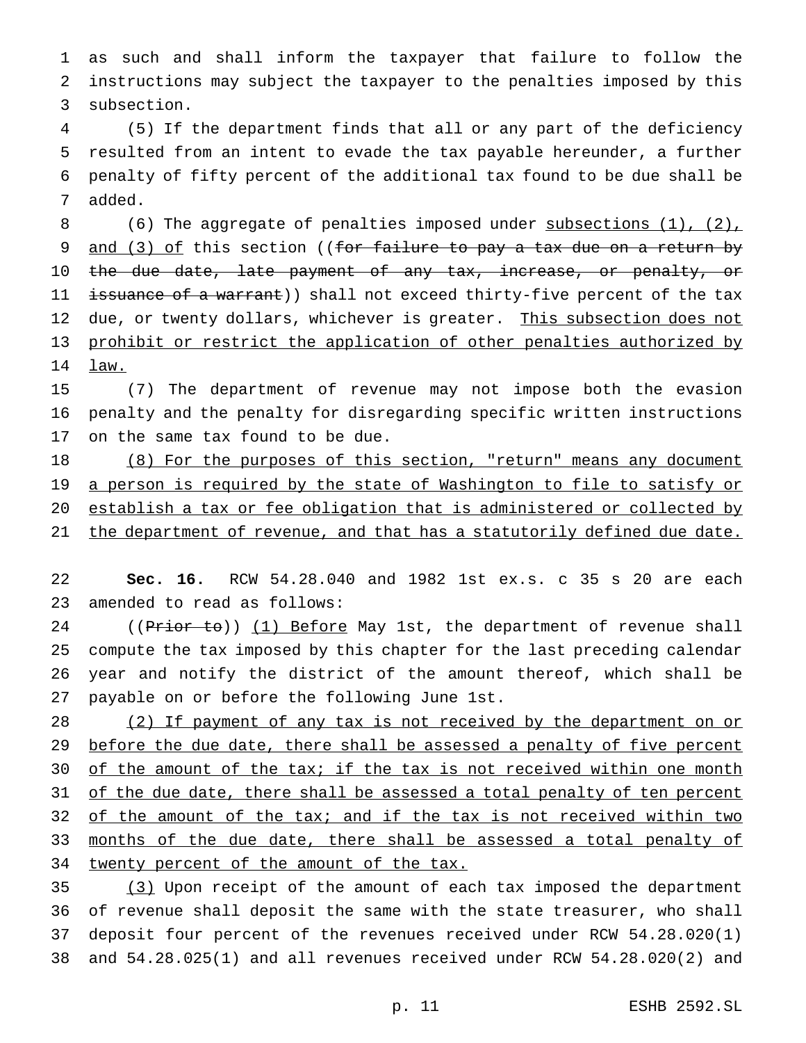as such and shall inform the taxpayer that failure to follow the instructions may subject the taxpayer to the penalties imposed by this subsection.

(5) If the department finds that all or any part of the deficiency resulted from an intent to evade the tax payable hereunder, a further penalty of fifty percent of the additional tax found to be due shall be added.

(6) The aggregate of penalties imposed under subsections (1), (2), and (3) of this section ((~~for failure to pay a tax due on a return by the due date, late payment of any tax, increase, or penalty, or issuance of a warrant~~)) shall not exceed thirty-five percent of the tax due, or twenty dollars, whichever is greater. This subsection does not prohibit or restrict the application of other penalties authorized by law.

(7) The department of revenue may not impose both the evasion penalty and the penalty for disregarding specific written instructions on the same tax found to be due.

(8) For the purposes of this section, "return" means any document a person is required by the state of Washington to file to satisfy or establish a tax or fee obligation that is administered or collected by the department of revenue, and that has a statutorily defined due date.

**Sec. 16.** RCW 54.28.040 and 1982 1st ex.s. c 35 s 20 are each amended to read as follows:

((~~Prior to~~)) (1) Before May 1st, the department of revenue shall compute the tax imposed by this chapter for the last preceding calendar year and notify the district of the amount thereof, which shall be payable on or before the following June 1st.

(2) If payment of any tax is not received by the department on or before the due date, there shall be assessed a penalty of five percent of the amount of the tax; if the tax is not received within one month of the due date, there shall be assessed a total penalty of ten percent of the amount of the tax; and if the tax is not received within two months of the due date, there shall be assessed a total penalty of twenty percent of the amount of the tax.

(3) Upon receipt of the amount of each tax imposed the department of revenue shall deposit the same with the state treasurer, who shall deposit four percent of the revenues received under RCW 54.28.020(1) and 54.28.025(1) and all revenues received under RCW 54.28.020(2) and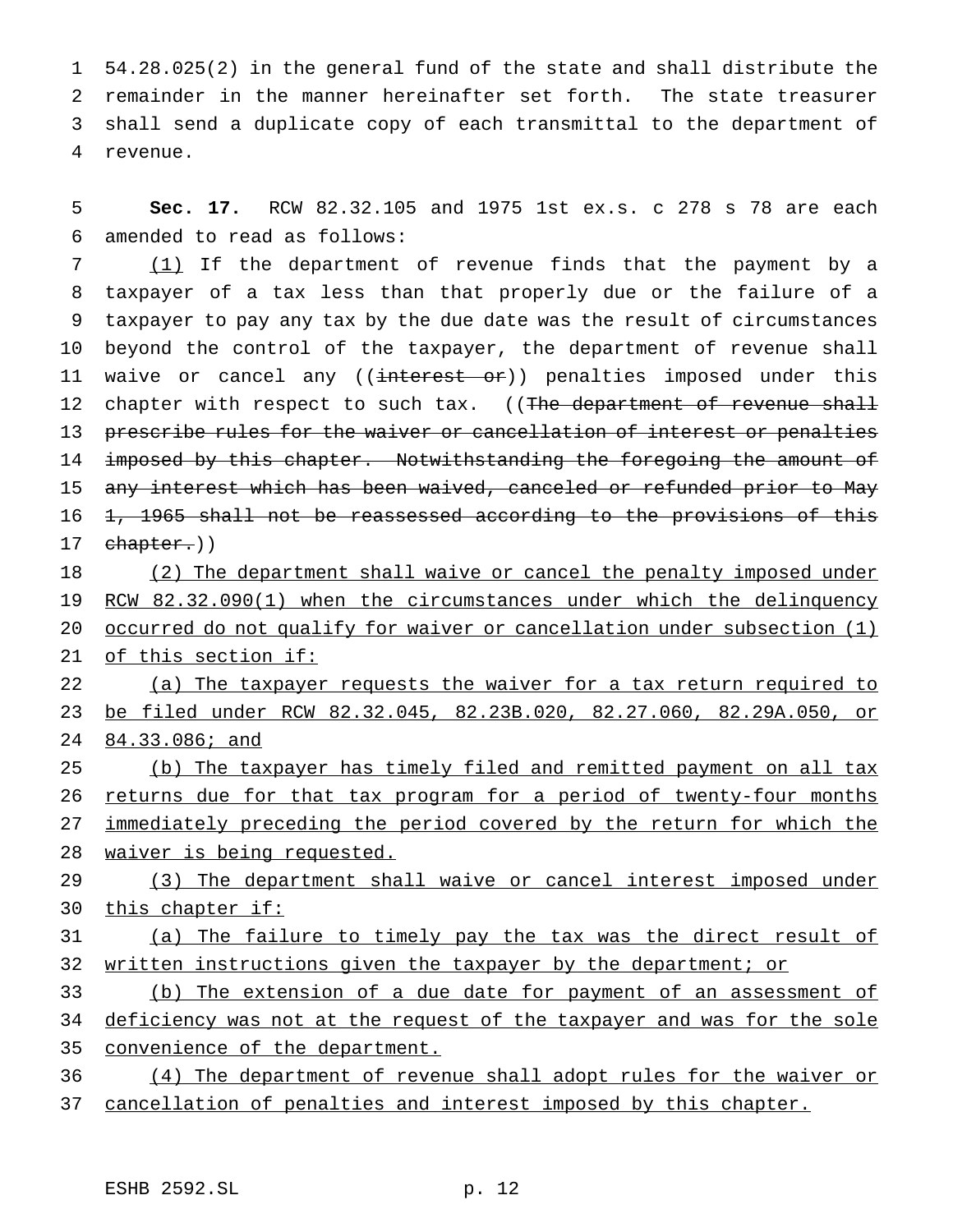54.28.025(2) in the general fund of the state and shall distribute the remainder in the manner hereinafter set forth. The state treasurer shall send a duplicate copy of each transmittal to the department of revenue.

**Sec. 17.** RCW 82.32.105 and 1975 1st ex.s. c 278 s 78 are each amended to read as follows:

(1) If the department of revenue finds that the payment by a taxpayer of a tax less than that properly due or the failure of a taxpayer to pay any tax by the due date was the result of circumstances beyond the control of the taxpayer, the department of revenue shall waive or cancel any ((~~interest or~~)) penalties imposed under this chapter with respect to such tax. ((~~The department of revenue shall prescribe rules for the waiver or cancellation of interest or penalties imposed by this chapter. Notwithstanding the foregoing the amount of any interest which has been waived, canceled or refunded prior to May 1, 1965 shall not be reassessed according to the provisions of this chapter.~~))

(2) The department shall waive or cancel the penalty imposed under RCW 82.32.090(1) when the circumstances under which the delinquency occurred do not qualify for waiver or cancellation under subsection (1) of this section if:

(a) The taxpayer requests the waiver for a tax return required to be filed under RCW 82.32.045, 82.23B.020, 82.27.060, 82.29A.050, or 84.33.086; and

(b) The taxpayer has timely filed and remitted payment on all tax returns due for that tax program for a period of twenty-four months immediately preceding the period covered by the return for which the waiver is being requested.

(3) The department shall waive or cancel interest imposed under this chapter if:

(a) The failure to timely pay the tax was the direct result of written instructions given the taxpayer by the department; or

(b) The extension of a due date for payment of an assessment of deficiency was not at the request of the taxpayer and was for the sole convenience of the department.

(4) The department of revenue shall adopt rules for the waiver or cancellation of penalties and interest imposed by this chapter.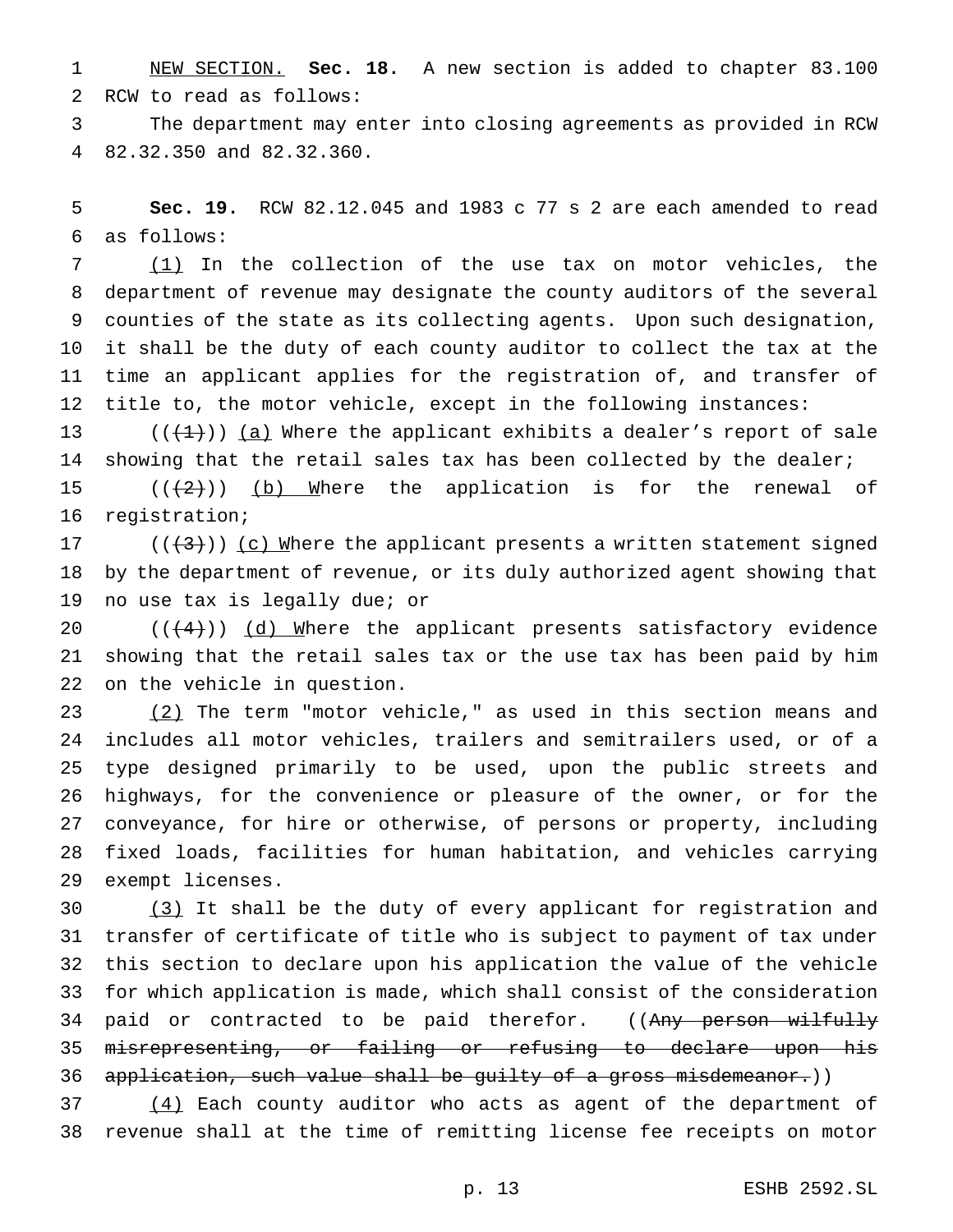NEW SECTION. **Sec. 18.** A new section is added to chapter 83.100 RCW to read as follows:

The department may enter into closing agreements as provided in RCW 82.32.350 and 82.32.360.

**Sec. 19.** RCW 82.12.045 and 1983 c 77 s 2 are each amended to read as follows:

(1) In the collection of the use tax on motor vehicles, the department of revenue may designate the county auditors of the several counties of the state as its collecting agents. Upon such designation, it shall be the duty of each county auditor to collect the tax at the time an applicant applies for the registration of, and transfer of title to, the motor vehicle, except in the following instances:

(((1))) (a) Where the applicant exhibits a dealer's report of sale showing that the retail sales tax has been collected by the dealer;

(((2))) (b) Where the application is for the renewal of registration;

(((3))) (c) Where the applicant presents a written statement signed by the department of revenue, or its duly authorized agent showing that no use tax is legally due; or

(((4))) (d) Where the applicant presents satisfactory evidence showing that the retail sales tax or the use tax has been paid by him on the vehicle in question.

(2) The term "motor vehicle," as used in this section means and includes all motor vehicles, trailers and semitrailers used, or of a type designed primarily to be used, upon the public streets and highways, for the convenience or pleasure of the owner, or for the conveyance, for hire or otherwise, of persons or property, including fixed loads, facilities for human habitation, and vehicles carrying exempt licenses.

(3) It shall be the duty of every applicant for registration and transfer of certificate of title who is subject to payment of tax under this section to declare upon his application the value of the vehicle for which application is made, which shall consist of the consideration paid or contracted to be paid therefor. ((~~Any person wilfully misrepresenting, or failing or refusing to declare upon his application, such value shall be guilty of a gross misdemeanor.~~))

(4) Each county auditor who acts as agent of the department of revenue shall at the time of remitting license fee receipts on motor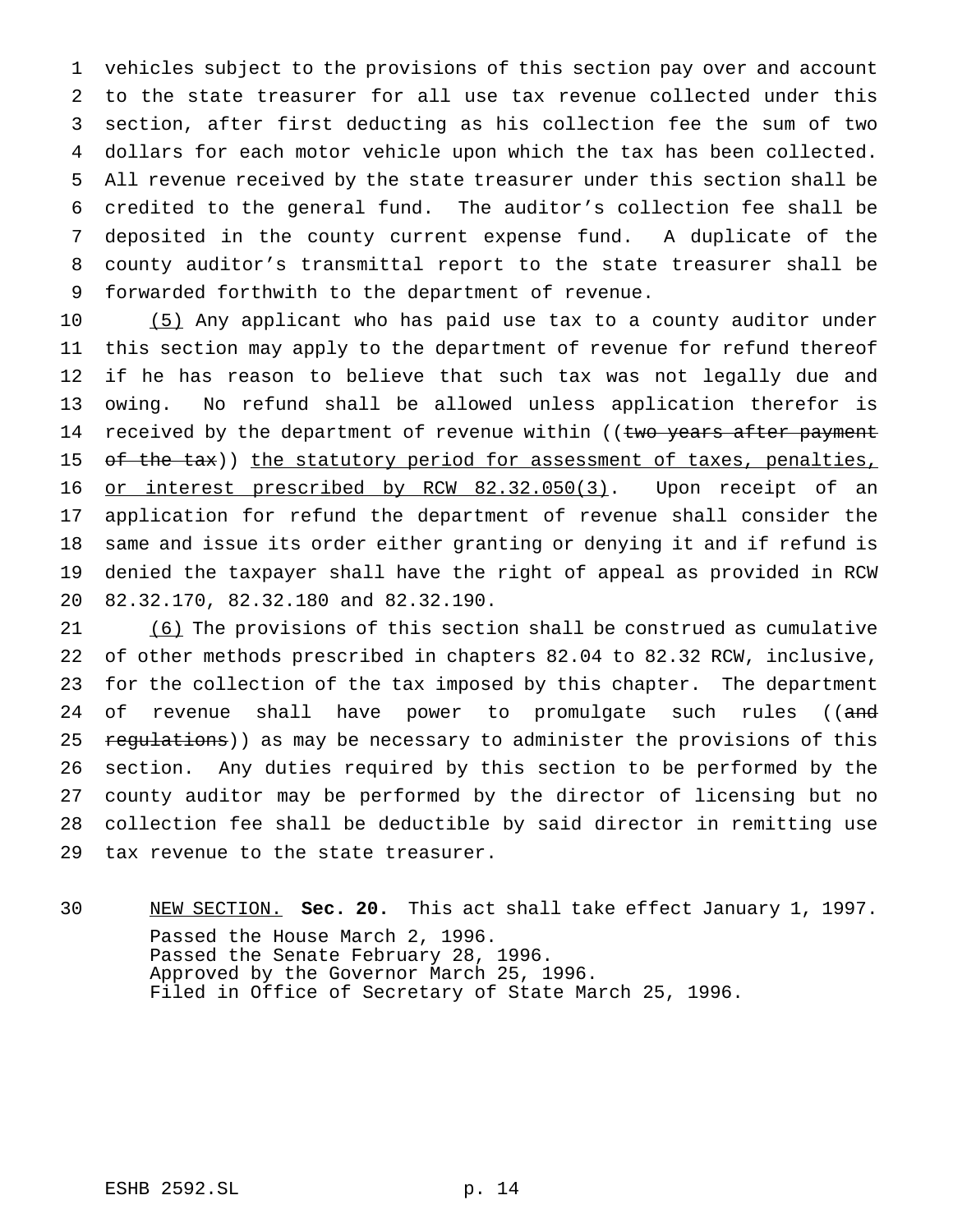vehicles subject to the provisions of this section pay over and account to the state treasurer for all use tax revenue collected under this section, after first deducting as his collection fee the sum of two dollars for each motor vehicle upon which the tax has been collected. All revenue received by the state treasurer under this section shall be credited to the general fund. The auditor's collection fee shall be deposited in the county current expense fund. A duplicate of the county auditor's transmittal report to the state treasurer shall be forwarded forthwith to the department of revenue.

(5) Any applicant who has paid use tax to a county auditor under this section may apply to the department of revenue for refund thereof if he has reason to believe that such tax was not legally due and owing. No refund shall be allowed unless application therefor is received by the department of revenue within ((~~two years after payment of the tax~~)) the statutory period for assessment of taxes, penalties, or interest prescribed by RCW 82.32.050(3). Upon receipt of an application for refund the department of revenue shall consider the same and issue its order either granting or denying it and if refund is denied the taxpayer shall have the right of appeal as provided in RCW 82.32.170, 82.32.180 and 82.32.190.

(6) The provisions of this section shall be construed as cumulative of other methods prescribed in chapters 82.04 to 82.32 RCW, inclusive, for the collection of the tax imposed by this chapter. The department of revenue shall have power to promulgate such rules ((~~and regulations~~)) as may be necessary to administer the provisions of this section. Any duties required by this section to be performed by the county auditor may be performed by the director of licensing but no collection fee shall be deductible by said director in remitting use tax revenue to the state treasurer.

NEW SECTION. **Sec. 20.** This act shall take effect January 1, 1997.

Passed the House March 2, 1996.
Passed the Senate February 28, 1996.
Approved by the Governor March 25, 1996.
Filed in Office of Secretary of State March 25, 1996.